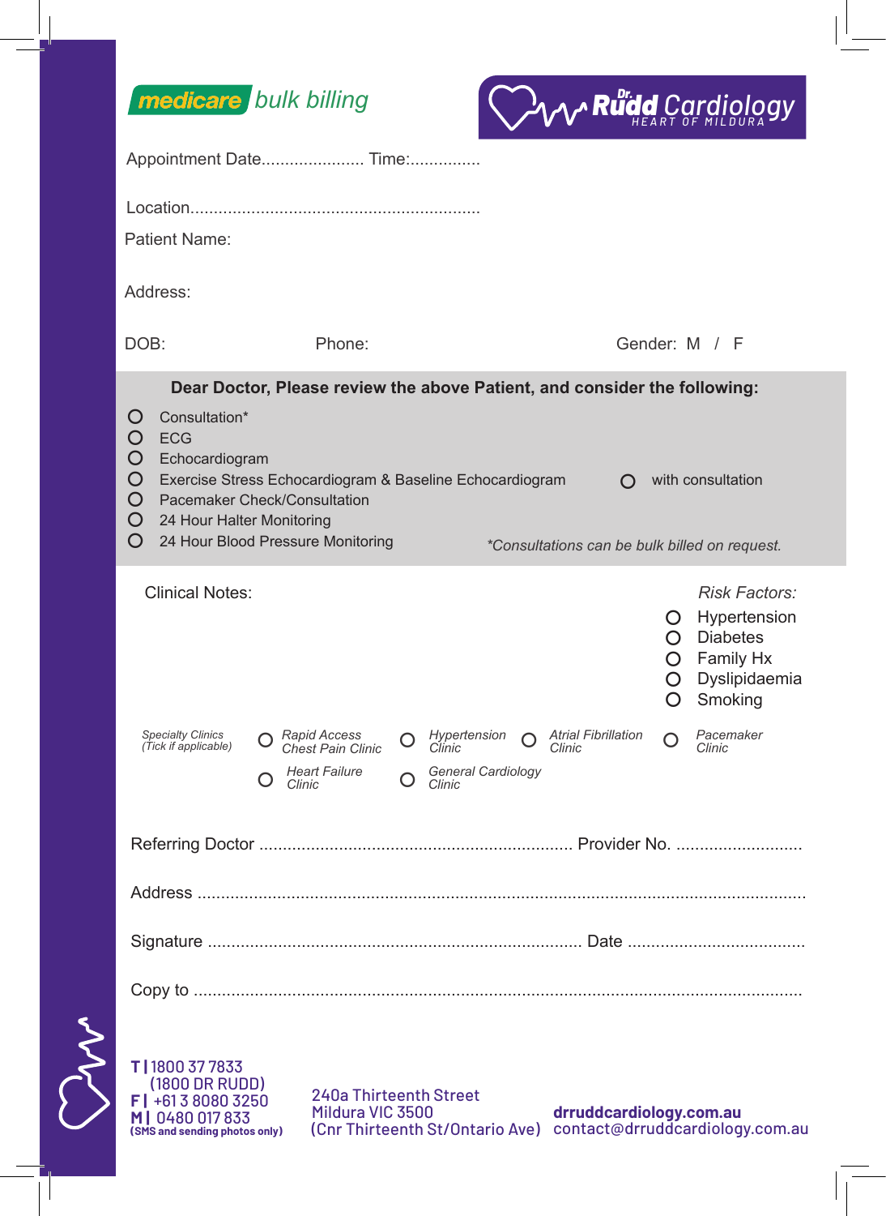**medicare** *bulk billing*

**Dr. Rudd Cardiology**
HEART OF MILDURA

Appointment Date...................... Time:...............

Location.............................................................

Patient Name:

Address:

DOB: Phone: Gender: M / F

**Dear Doctor, Please review the above Patient, and consider the following:**

- ○ Consultation*
- ○ ECG
- ○ Echocardiogram
- ○ Exercise Stress Echocardiogram & Baseline Echocardiogram ○ with consultation
- ○ Pacemaker Check/Consultation
- ○ 24 Hour Halter Monitoring
- ○ 24 Hour Blood Pressure Monitoring

*\*Consultations can be bulk billed on request.*

Clinical Notes:

*Risk Factors:*

- ○ Hypertension
- ○ Diabetes
- ○ Family Hx
- ○ Dyslipidaemia
- ○ Smoking

*Specialty Clinics (Tick if applicable)*

- ○ *Rapid Access Chest Pain Clinic*
- ○ *Hypertension Clinic*
- ○ *Atrial Fibrillation Clinic*
- ○ *Pacemaker Clinic*
- ○ *Heart Failure Clinic*
- ○ *General Cardiology Clinic*

Referring Doctor .................................................................. Provider No. ...........................

Address ................................................................................................................................

Signature ............................................................................... Date ......................................

Copy to .................................................................................................................................

**T |** 1800 37 7833 (1800 DR RUDD)
**F |** +61 3 8080 3250
**M |** 0480 017 833
**(SMS and sending photos only)**

240a Thirteenth Street
Mildura VIC 3500
(Cnr Thirteenth St/Ontario Ave)

**drruddcardiology.com.au**
contact@drruddcardiology.com.au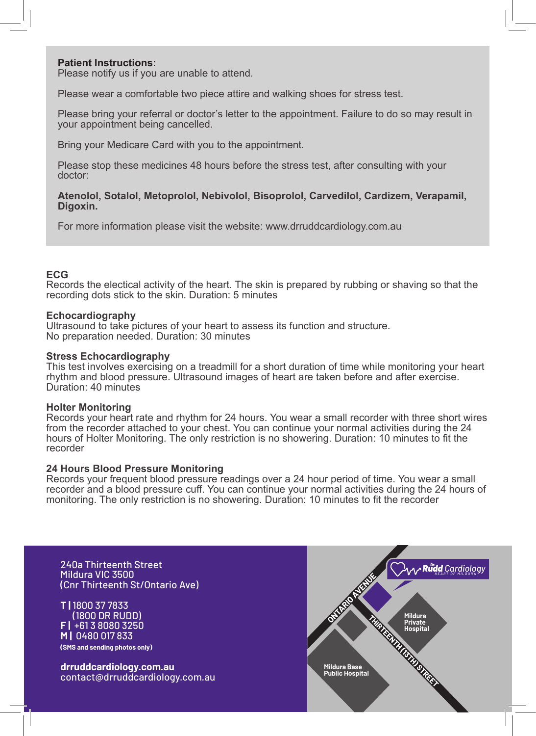**Patient Instructions:**
Please notify us if you are unable to attend.

Please wear a comfortable two piece attire and walking shoes for stress test.

Please bring your referral or doctor's letter to the appointment. Failure to do so may result in your appointment being cancelled.

Bring your Medicare Card with you to the appointment.

Please stop these medicines 48 hours before the stress test, after consulting with your doctor:

**Atenolol, Sotalol, Metoprolol, Nebivolol, Bisoprolol, Carvedilol, Cardizem, Verapamil, Digoxin.**

For more information please visit the website: www.drruddcardiology.com.au

**ECG**
Records the electical activity of the heart. The skin is prepared by rubbing or shaving so that the recording dots stick to the skin. Duration: 5 minutes

**Echocardiography**
Ultrasound to take pictures of your heart to assess its function and structure.
No preparation needed. Duration: 30 minutes

**Stress Echocardiography**
This test involves exercising on a treadmill for a short duration of time while monitoring your heart rhythm and blood pressure. Ultrasound images of heart are taken before and after exercise.
Duration: 40 minutes

**Holter Monitoring**
Records your heart rate and rhythm for 24 hours. You wear a small recorder with three short wires from the recorder attached to your chest. You can continue your normal activities during the 24 hours of Holter Monitoring. The only restriction is no showering. Duration: 10 minutes to fit the recorder

**24 Hours Blood Pressure Monitoring**
Records your frequent blood pressure readings over a 24 hour period of time. You wear a small recorder and a blood pressure cuff. You can continue your normal activities during the 24 hours of monitoring. The only restriction is no showering. Duration: 10 minutes to fit the recorder

240a Thirteenth Street
Mildura VIC 3500
(Cnr Thirteenth St/Ontario Ave)

**T |** 1800 37 7833
(1800 DR RUDD)
**F |** +61 3 8080 3250
**M |** 0480 017 833
**(SMS and sending photos only)**

**drruddcardiology.com.au**
contact@drruddcardiology.com.au

Dr Rudd Cardiology
HEART OF MILDURA

ONTARIO AVENUE
THIRTEENTH (13TH) STREET
Mildura Private Hospital
Mildura Base Public Hospital